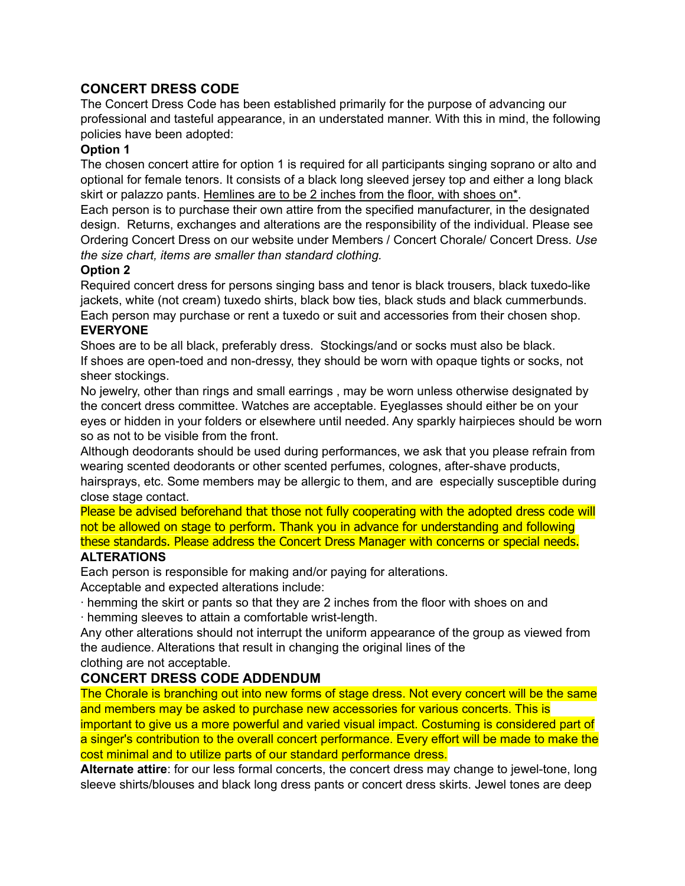## CONCERT DRESS CODE

The Concert Dress Code has been established primarily for the purpose of advancing our professional and tasteful appearance, in an understated manner. With this in mind, the following policies have been adopted:

### Option 1

The chosen concert attire for option 1 is required for all participants singing soprano or alto and optional for female tenors. It consists of a black long sleeved jersey top and either a long black skirt or palazzo pants. <u>Hemlines are to be 2 inches from the floor, with shoes on*</u>.

Each person is to purchase their own attire from the specified manufacturer, in the designated design. Returns, exchanges and alterations are the responsibility of the individual. Please see Ordering Concert Dress on our website under Members / Concert Chorale/ Concert Dress. *Use the size chart, items are smaller than standard clothing.*

### Option 2

Required concert dress for persons singing bass and tenor is black trousers, black tuxedo-like jackets, white (not cream) tuxedo shirts, black bow ties, black studs and black cummerbunds. Each person may purchase or rent a tuxedo or suit and accessories from their chosen shop.

### EVERYONE

Shoes are to be all black, preferably dress. Stockings/and or socks must also be black.
If shoes are open-toed and non-dressy, they should be worn with opaque tights or socks, not sheer stockings.

No jewelry, other than rings and small earrings , may be worn unless otherwise designated by the concert dress committee. Watches are acceptable. Eyeglasses should either be on your eyes or hidden in your folders or elsewhere until needed. Any sparkly hairpieces should be worn so as not to be visible from the front.

Although deodorants should be used during performances, we ask that you please refrain from wearing scented deodorants or other scented perfumes, colognes, after-shave products, hairsprays, etc. Some members may be allergic to them, and are especially susceptible during close stage contact.

Please be advised beforehand that those not fully cooperating with the adopted dress code will not be allowed on stage to perform. Thank you in advance for understanding and following these standards. Please address the Concert Dress Manager with concerns or special needs.

### ALTERATIONS

Each person is responsible for making and/or paying for alterations.
Acceptable and expected alterations include:

- hemming the skirt or pants so that they are 2 inches from the floor with shoes on and
- hemming sleeves to attain a comfortable wrist-length.

Any other alterations should not interrupt the uniform appearance of the group as viewed from the audience. Alterations that result in changing the original lines of the clothing are not acceptable.

## CONCERT DRESS CODE ADDENDUM

The Chorale is branching out into new forms of stage dress. Not every concert will be the same and members may be asked to purchase new accessories for various concerts. This is important to give us a more powerful and varied visual impact. Costuming is considered part of a singer's contribution to the overall concert performance. Every effort will be made to make the cost minimal and to utilize parts of our standard performance dress.

**Alternate attire**: for our less formal concerts, the concert dress may change to jewel-tone, long sleeve shirts/blouses and black long dress pants or concert dress skirts. Jewel tones are deep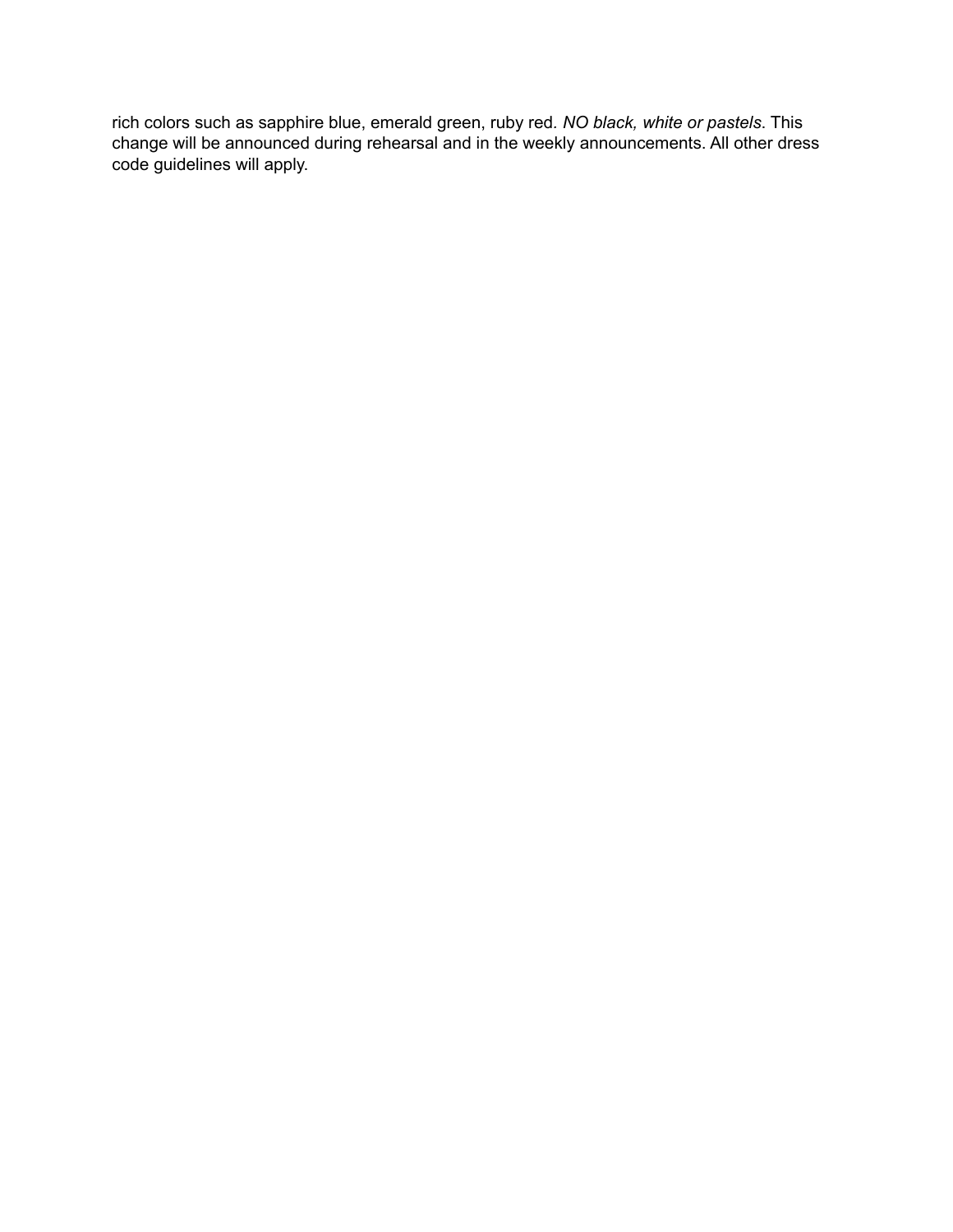rich colors such as sapphire blue, emerald green, ruby red. *NO black, white or pastels*. This change will be announced during rehearsal and in the weekly announcements. All other dress code guidelines will apply.